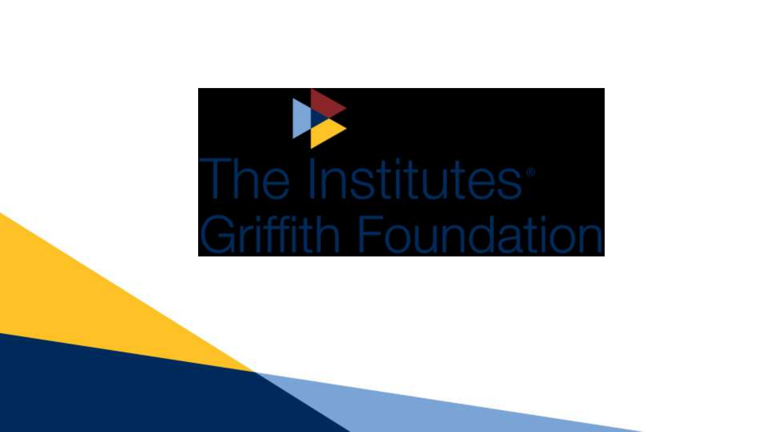The Institutes®
Griffith Foundation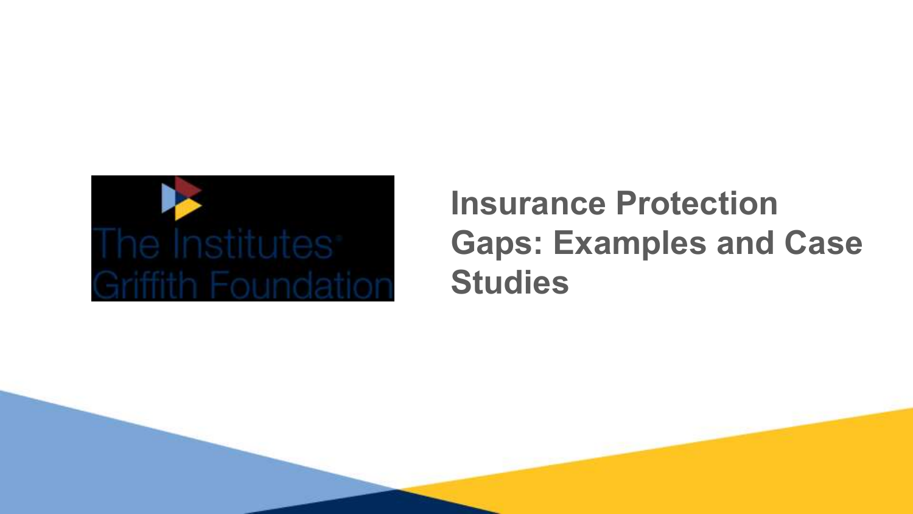The Institutes Griffith Foundation

# Insurance Protection Gaps: Examples and Case Studies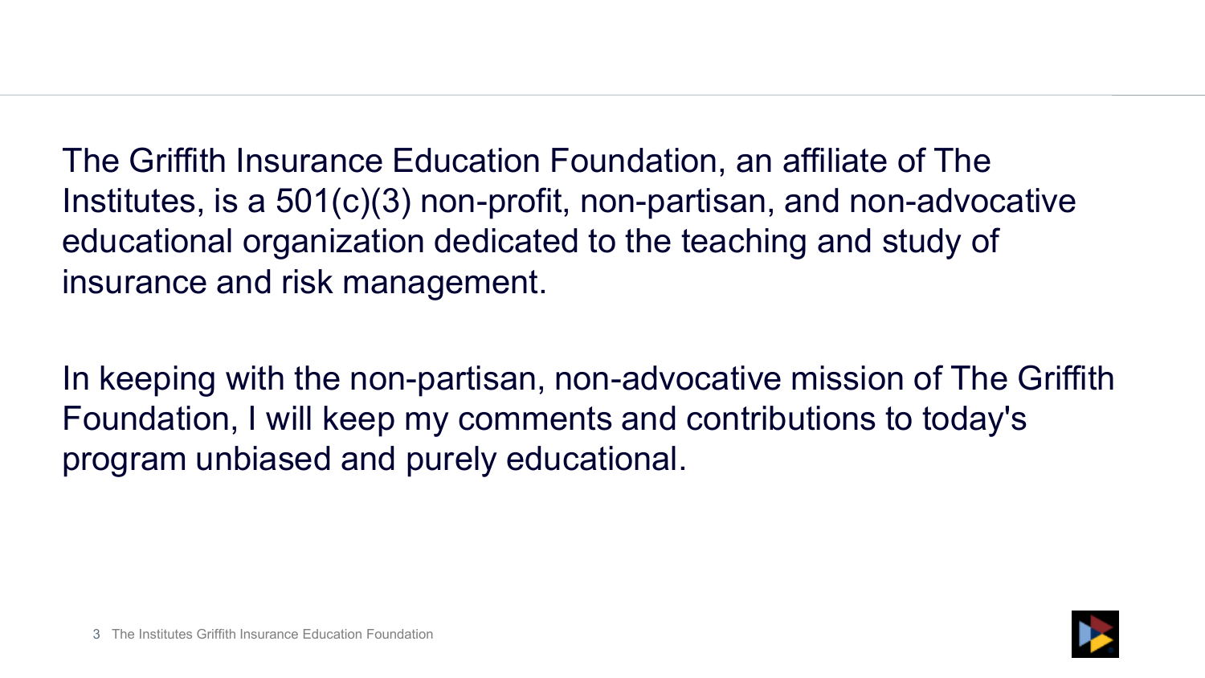The Griffith Insurance Education Foundation, an affiliate of The Institutes, is a 501(c)(3) non-profit, non-partisan, and non-advocative educational organization dedicated to the teaching and study of insurance and risk management.

In keeping with the non-partisan, non-advocative mission of The Griffith Foundation, I will keep my comments and contributions to today's program unbiased and purely educational.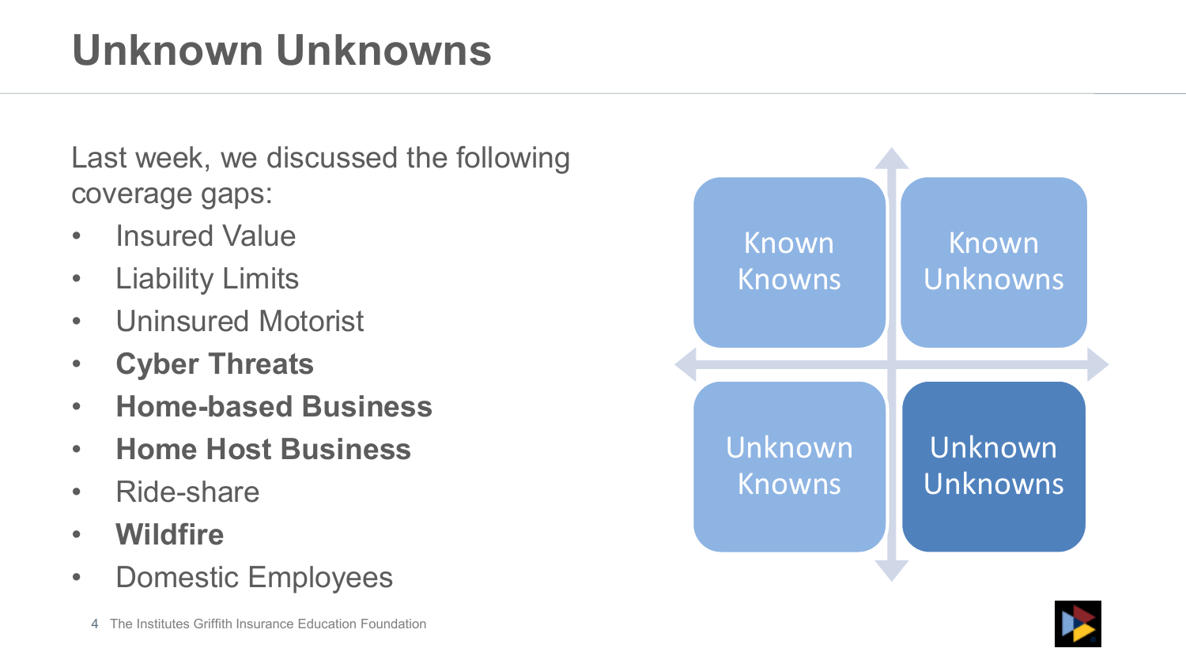# Unknown Unknowns

Last week, we discussed the following coverage gaps:

- Insured Value
- Liability Limits
- Uninsured Motorist
- **Cyber Threats**
- **Home-based Business**
- **Home Host Business**
- Ride-share
- **Wildfire**
- Domestic Employees

| Known Knowns | Known Unknowns |
| --- | --- |
| Unknown Knowns | Unknown Unknowns |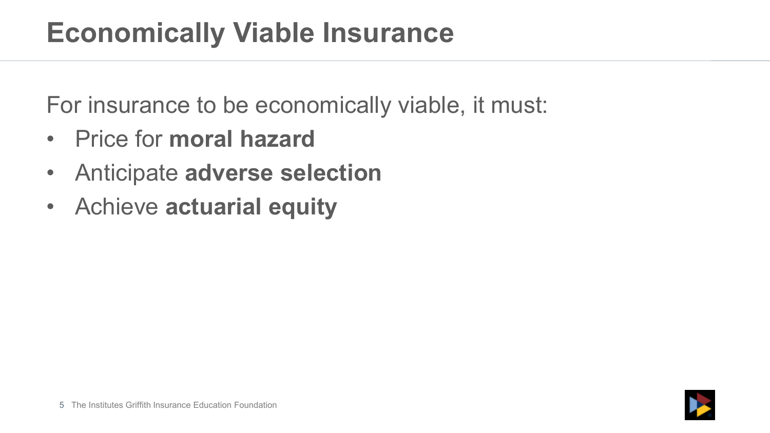# Economically Viable Insurance

For insurance to be economically viable, it must:

- Price for **moral hazard**
- Anticipate **adverse selection**
- Achieve **actuarial equity**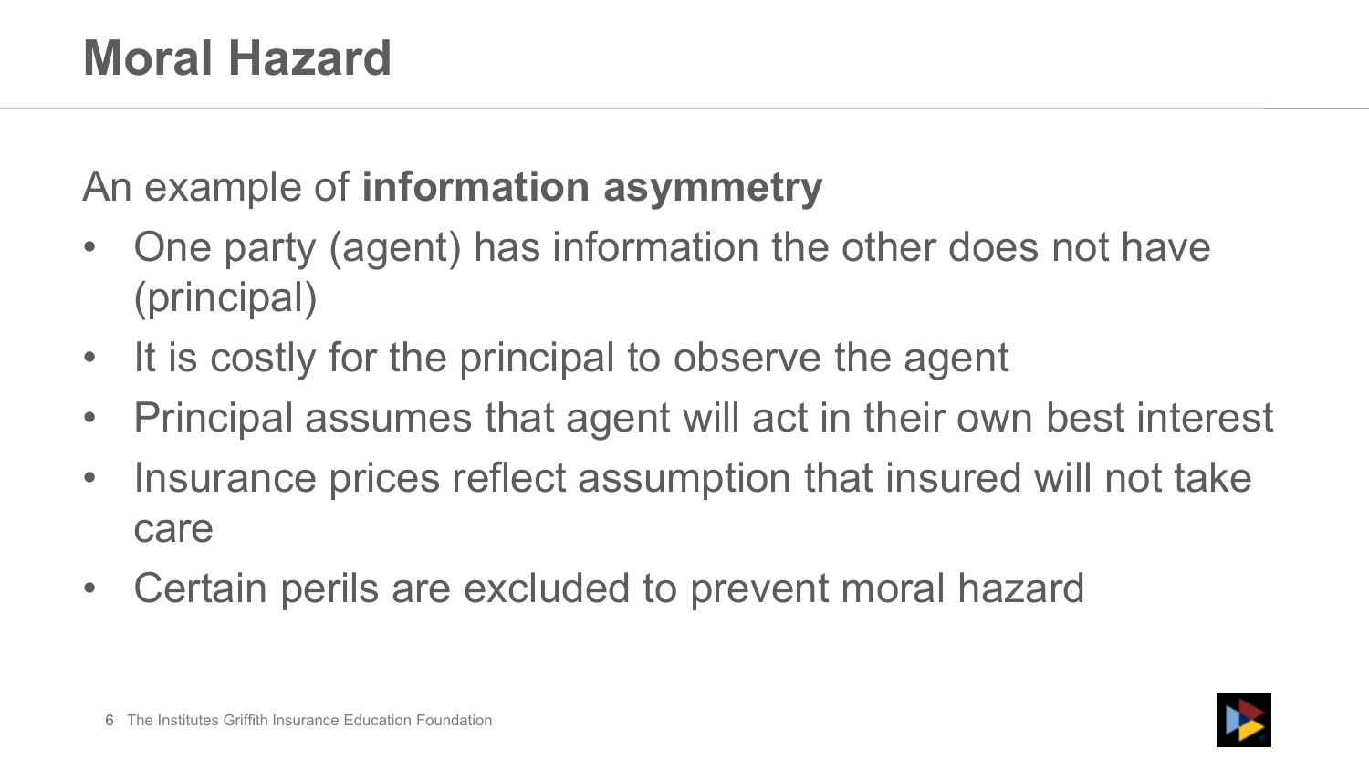# Moral Hazard

An example of **information asymmetry**

- One party (agent) has information the other does not have (principal)
- It is costly for the principal to observe the agent
- Principal assumes that agent will act in their own best interest
- Insurance prices reflect assumption that insured will not take care
- Certain perils are excluded to prevent moral hazard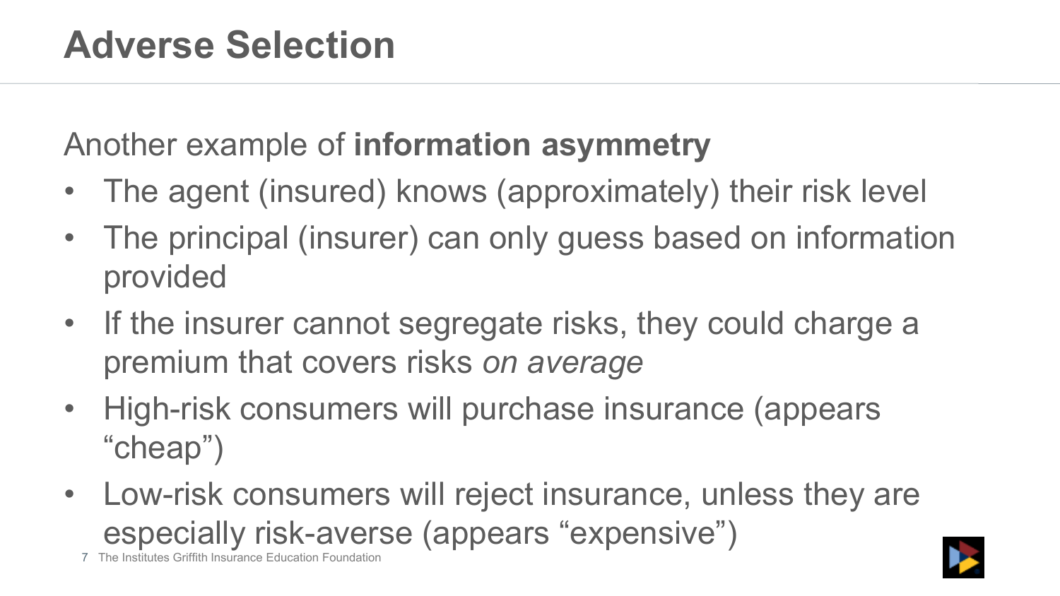# Adverse Selection

Another example of **information asymmetry**

- The agent (insured) knows (approximately) their risk level
- The principal (insurer) can only guess based on information provided
- If the insurer cannot segregate risks, they could charge a premium that covers risks *on average*
- High-risk consumers will purchase insurance (appears “cheap”)
- Low-risk consumers will reject insurance, unless they are especially risk-averse (appears “expensive”)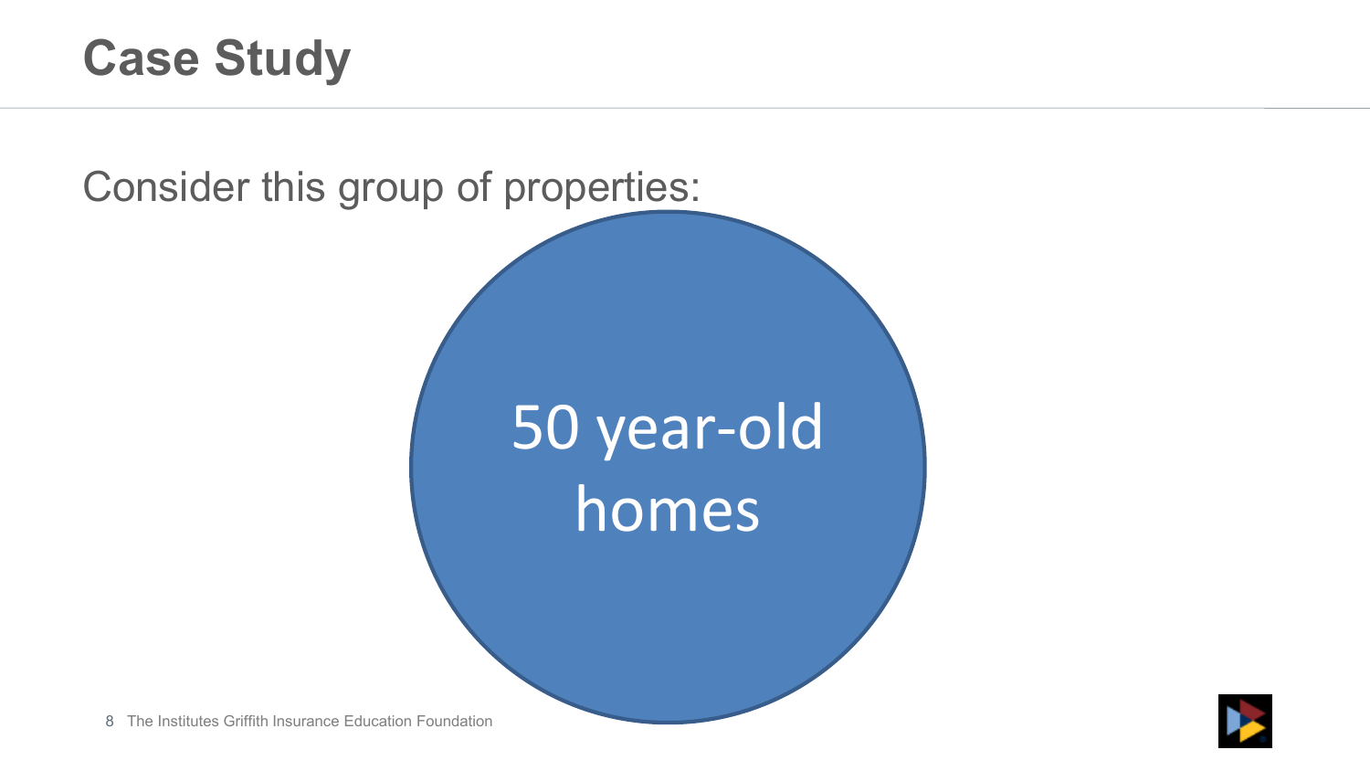# Case Study

Consider this group of properties:

50 year-old homes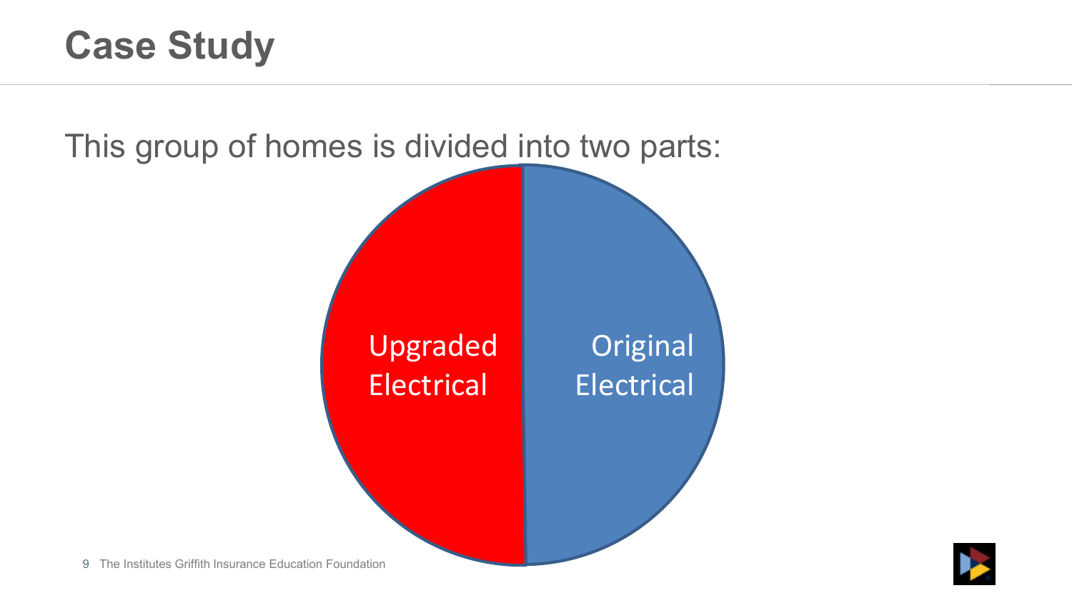# Case Study

This group of homes is divided into two parts:

Upgraded Electrical

Original Electrical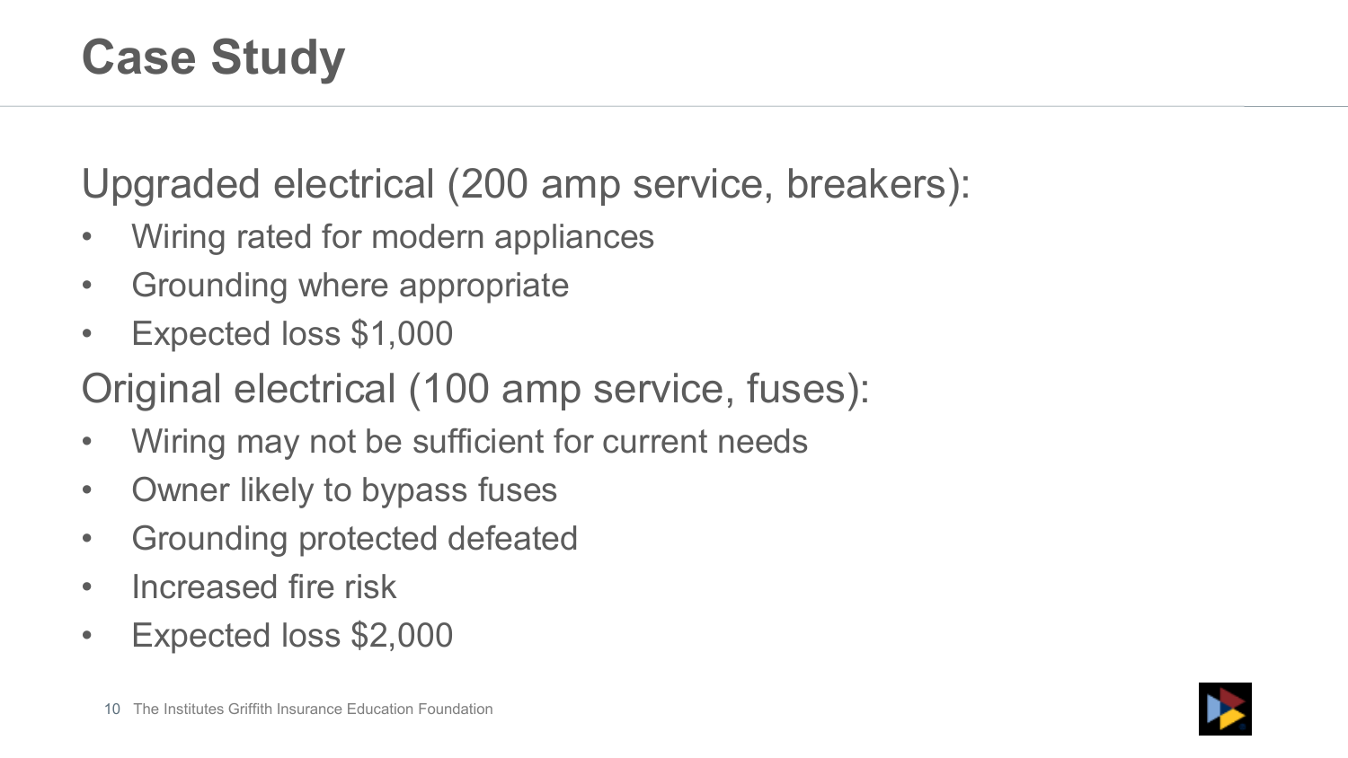# Case Study

Upgraded electrical (200 amp service, breakers):

- Wiring rated for modern appliances
- Grounding where appropriate
- Expected loss $1,000

Original electrical (100 amp service, fuses):

- Wiring may not be sufficient for current needs
- Owner likely to bypass fuses
- Grounding protected defeated
- Increased fire risk
- Expected loss $2,000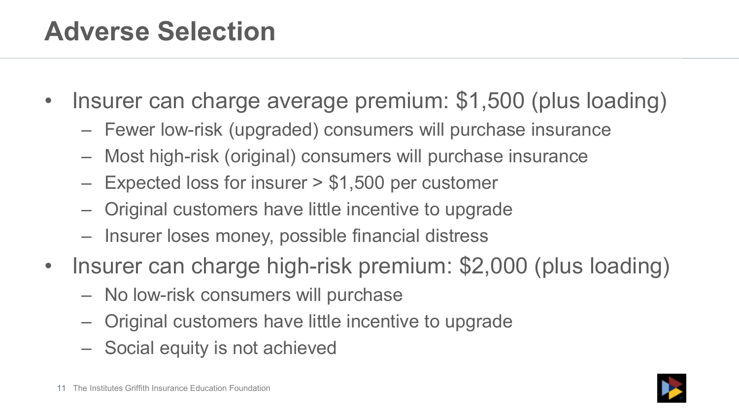# Adverse Selection

- Insurer can charge average premium: $1,500 (plus loading)
  - Fewer low-risk (upgraded) consumers will purchase insurance
  - Most high-risk (original) consumers will purchase insurance
  - Expected loss for insurer > $1,500 per customer
  - Original customers have little incentive to upgrade
  - Insurer loses money, possible financial distress
- Insurer can charge high-risk premium: $2,000 (plus loading)
  - No low-risk consumers will purchase
  - Original customers have little incentive to upgrade
  - Social equity is not achieved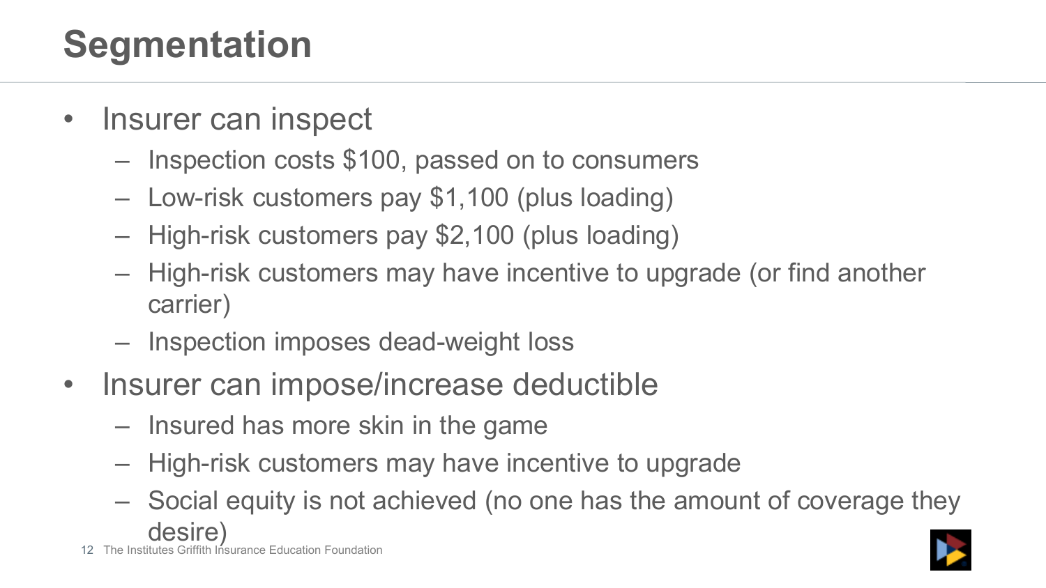# Segmentation

- Insurer can inspect
  - Inspection costs $100, passed on to consumers
  - Low-risk customers pay $1,100 (plus loading)
  - High-risk customers pay $2,100 (plus loading)
  - High-risk customers may have incentive to upgrade (or find another carrier)
  - Inspection imposes dead-weight loss
- Insurer can impose/increase deductible
  - Insured has more skin in the game
  - High-risk customers may have incentive to upgrade
  - Social equity is not achieved (no one has the amount of coverage they desire)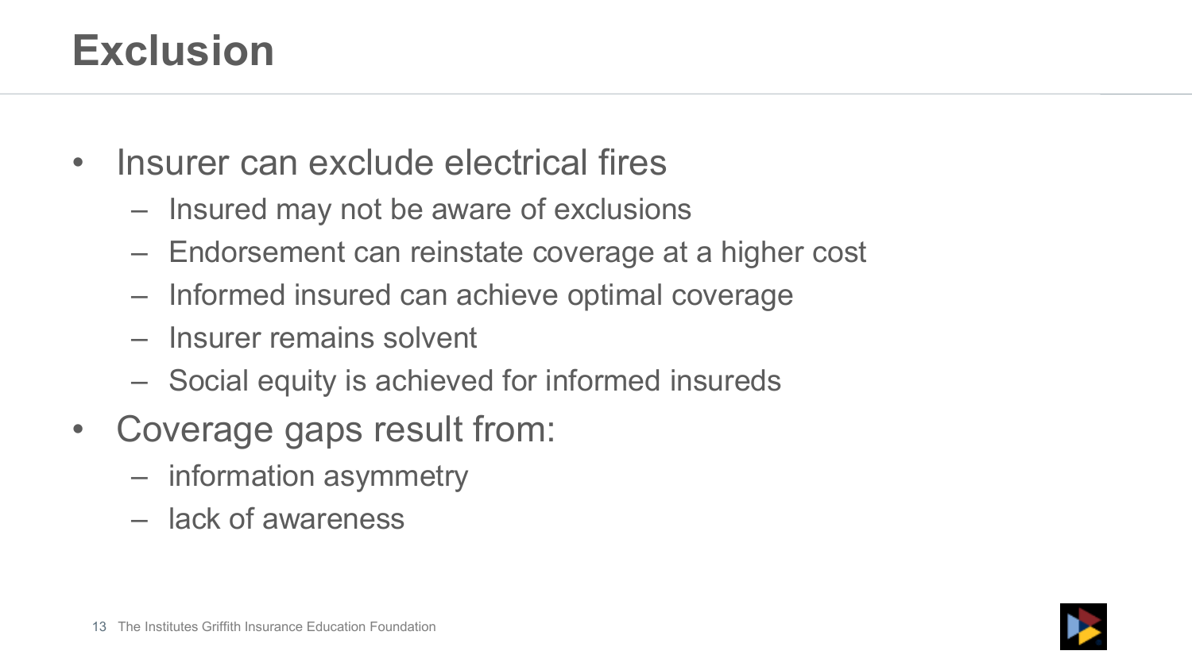# Exclusion

- Insurer can exclude electrical fires
  - Insured may not be aware of exclusions
  - Endorsement can reinstate coverage at a higher cost
  - Informed insured can achieve optimal coverage
  - Insurer remains solvent
  - Social equity is achieved for informed insureds
- Coverage gaps result from:
  - information asymmetry
  - lack of awareness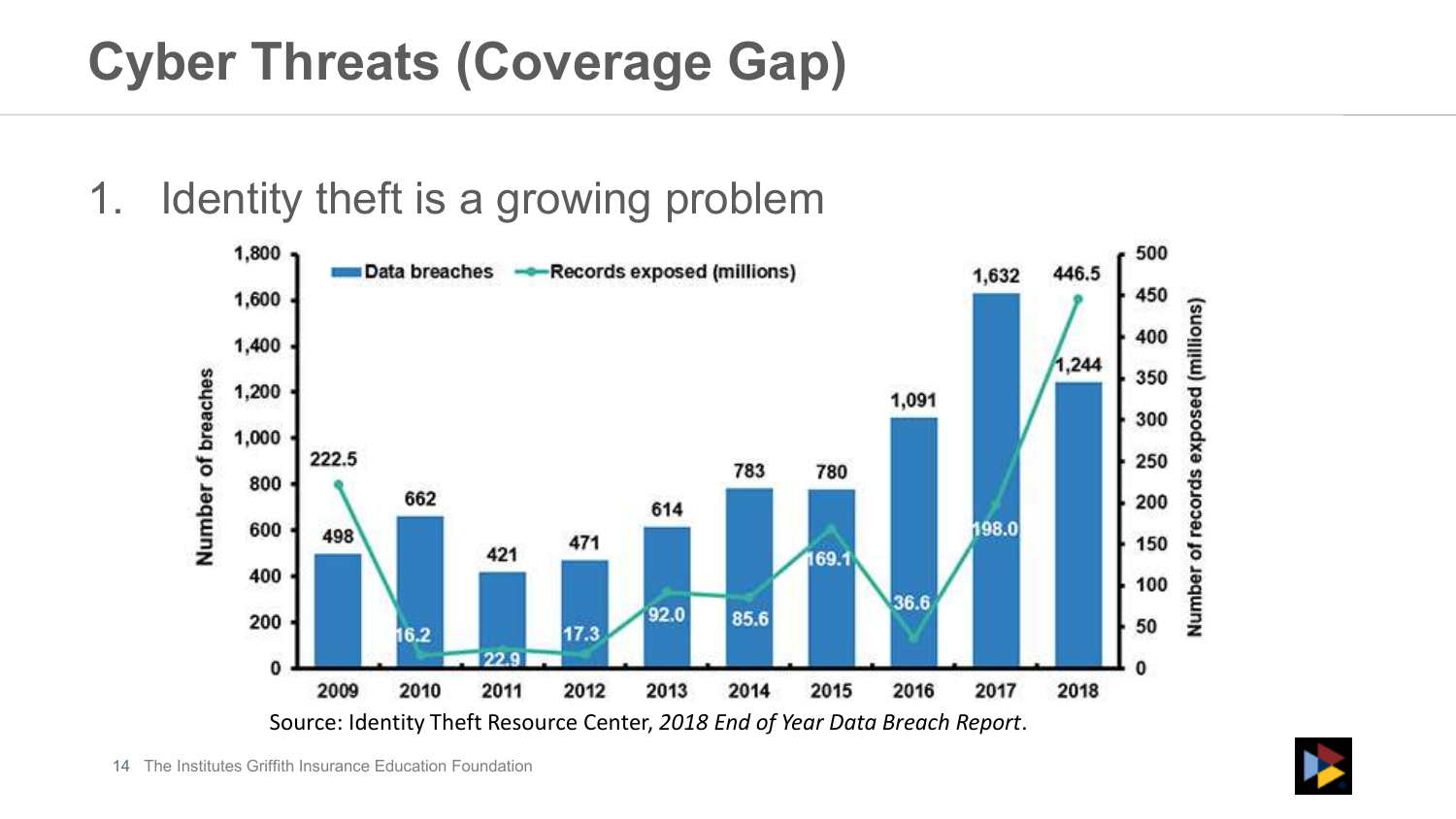# Cyber Threats (Coverage Gap)

1. Identity theft is a growing problem

| Year | Data breaches | Records exposed (millions) |
|---|---|---|
| 2009 | 498 | 222.5 |
| 2010 | 662 | 16.2 |
| 2011 | 421 | 22.9 |
| 2012 | 471 | 17.3 |
| 2013 | 614 | 92.0 |
| 2014 | 783 | 85.6 |
| 2015 | 780 | 169.1 |
| 2016 | 1,091 | 36.6 |
| 2017 | 1,632 | 198.0 |
| 2018 | 1,244 | 446.5 |

Source: Identity Theft Resource Center, *2018 End of Year Data Breach Report*.

The Institutes Griffith Insurance Education Foundation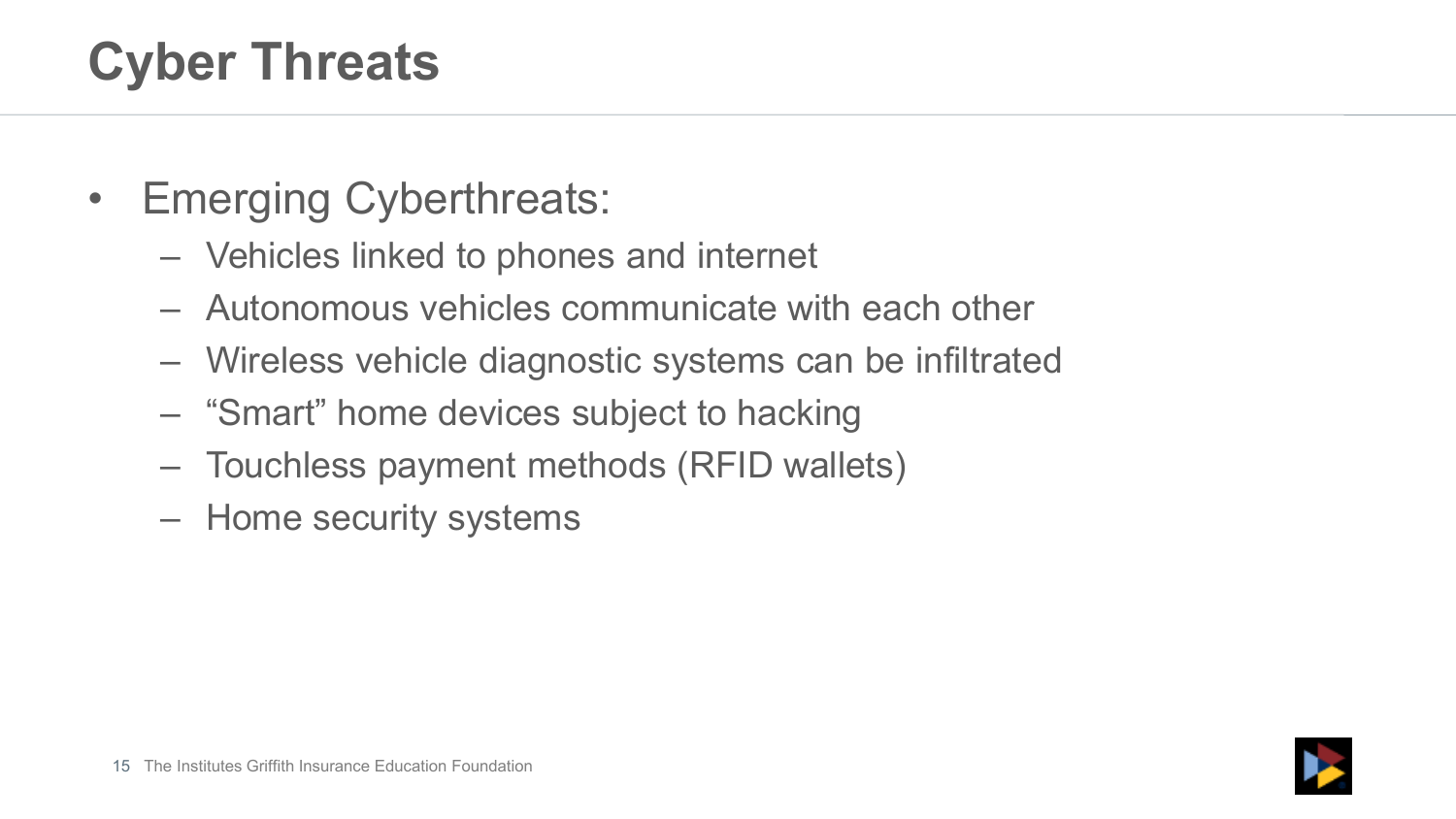# Cyber Threats

- Emerging Cyberthreats:
  - Vehicles linked to phones and internet
  - Autonomous vehicles communicate with each other
  - Wireless vehicle diagnostic systems can be infiltrated
  - “Smart” home devices subject to hacking
  - Touchless payment methods (RFID wallets)
  - Home security systems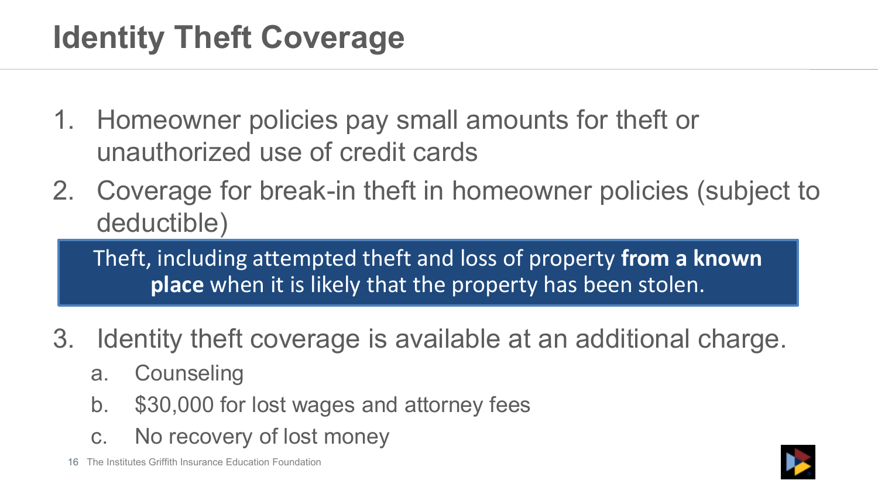# Identity Theft Coverage

1. Homeowner policies pay small amounts for theft or unauthorized use of credit cards
2. Coverage for break-in theft in homeowner policies (subject to deductible)

Theft, including attempted theft and loss of property **from a known place** when it is likely that the property has been stolen.

3. Identity theft coverage is available at an additional charge.
   a. Counseling
   b. $30,000 for lost wages and attorney fees
   c. No recovery of lost money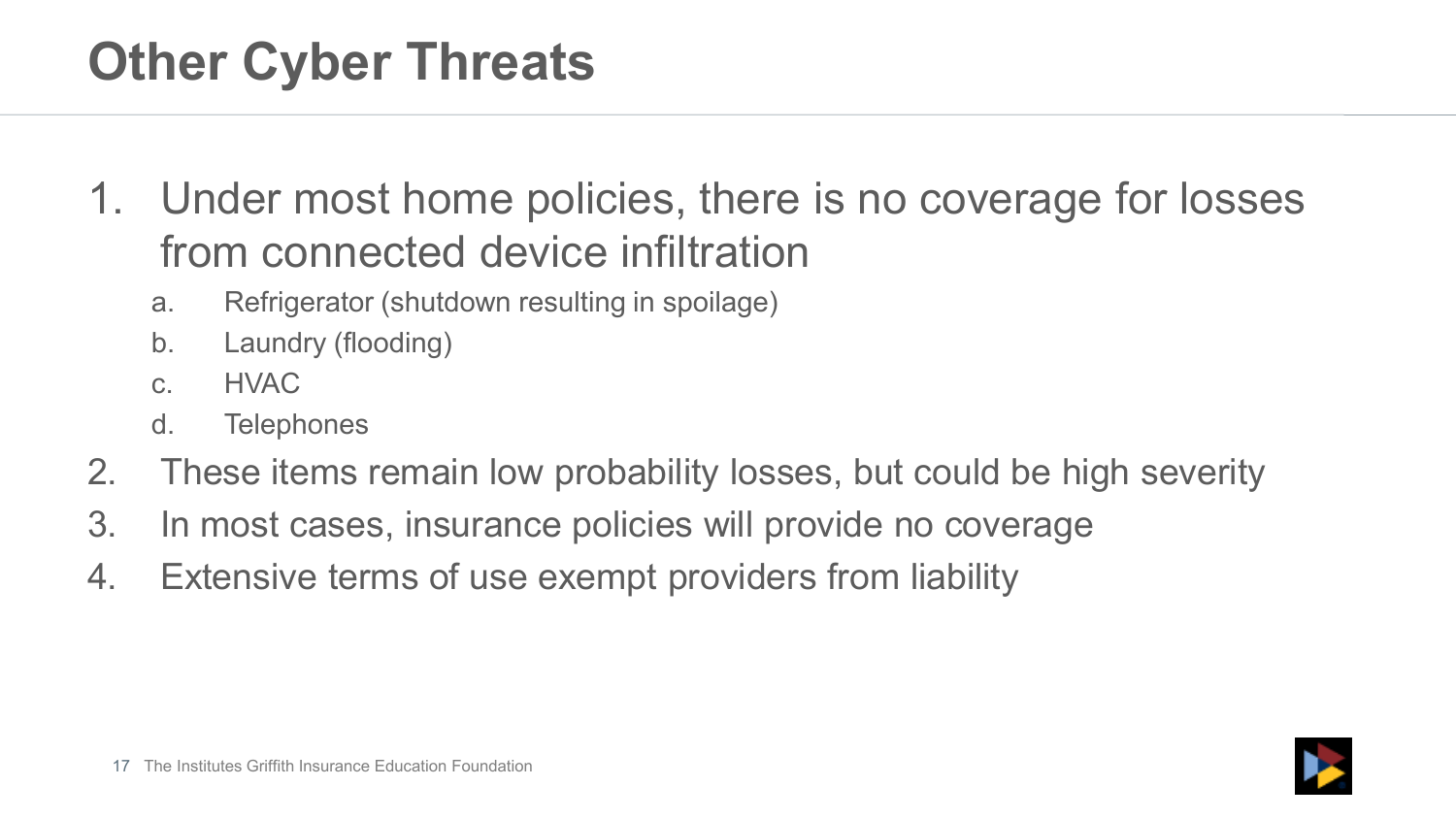# Other Cyber Threats

1. Under most home policies, there is no coverage for losses from connected device infiltration
   a. Refrigerator (shutdown resulting in spoilage)
   b. Laundry (flooding)
   c. HVAC
   d. Telephones
2. These items remain low probability losses, but could be high severity
3. In most cases, insurance policies will provide no coverage
4. Extensive terms of use exempt providers from liability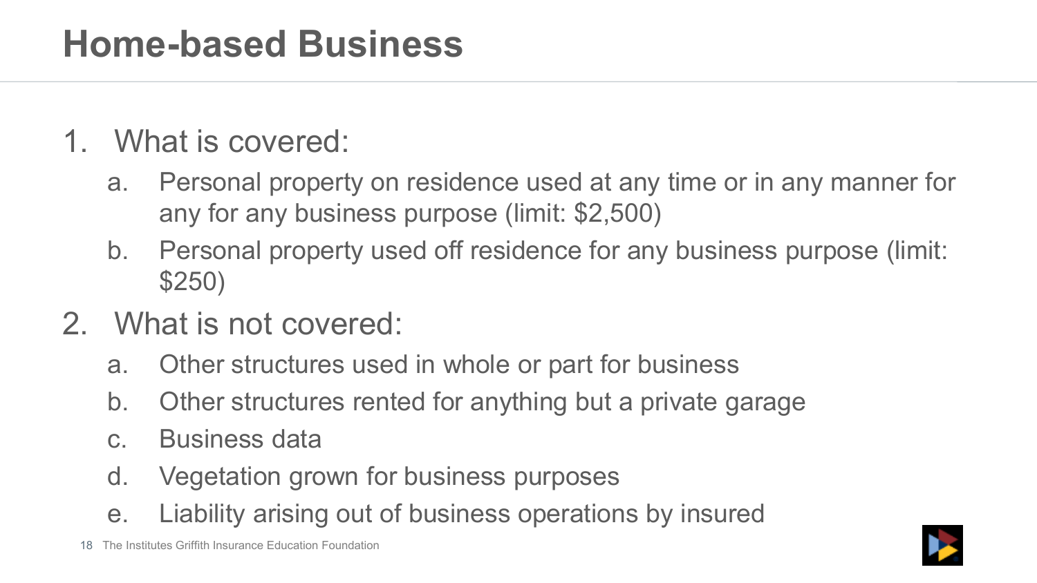# Home-based Business

1. What is covered:
   a. Personal property on residence used at any time or in any manner for any for any business purpose (limit: $2,500)
   b. Personal property used off residence for any business purpose (limit: $250)
2. What is not covered:
   a. Other structures used in whole or part for business
   b. Other structures rented for anything but a private garage
   c. Business data
   d. Vegetation grown for business purposes
   e. Liability arising out of business operations by insured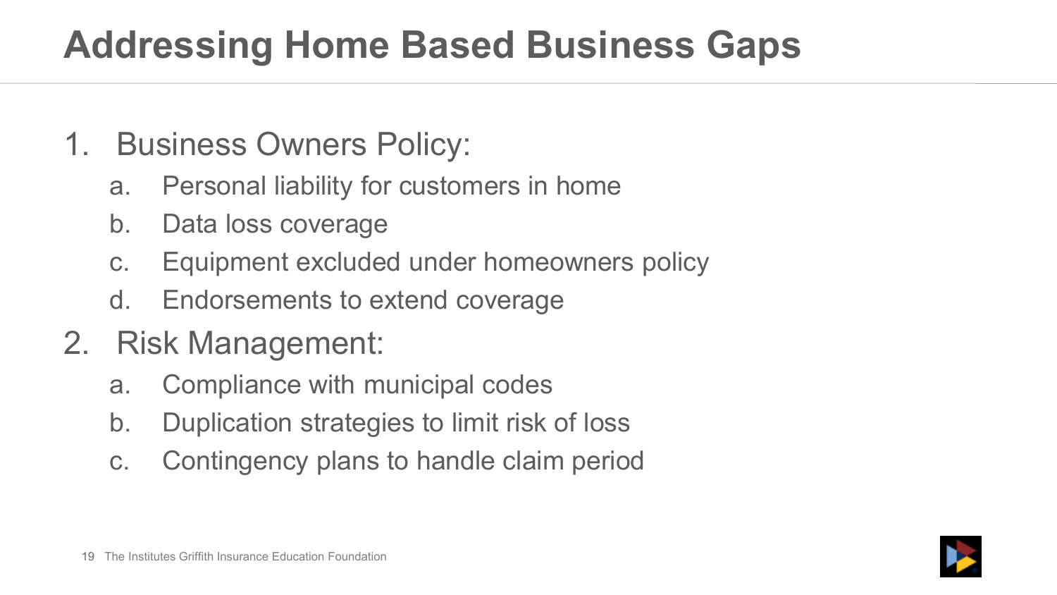# Addressing Home Based Business Gaps

1. Business Owners Policy:
   a. Personal liability for customers in home
   b. Data loss coverage
   c. Equipment excluded under homeowners policy
   d. Endorsements to extend coverage
2. Risk Management:
   a. Compliance with municipal codes
   b. Duplication strategies to limit risk of loss
   c. Contingency plans to handle claim period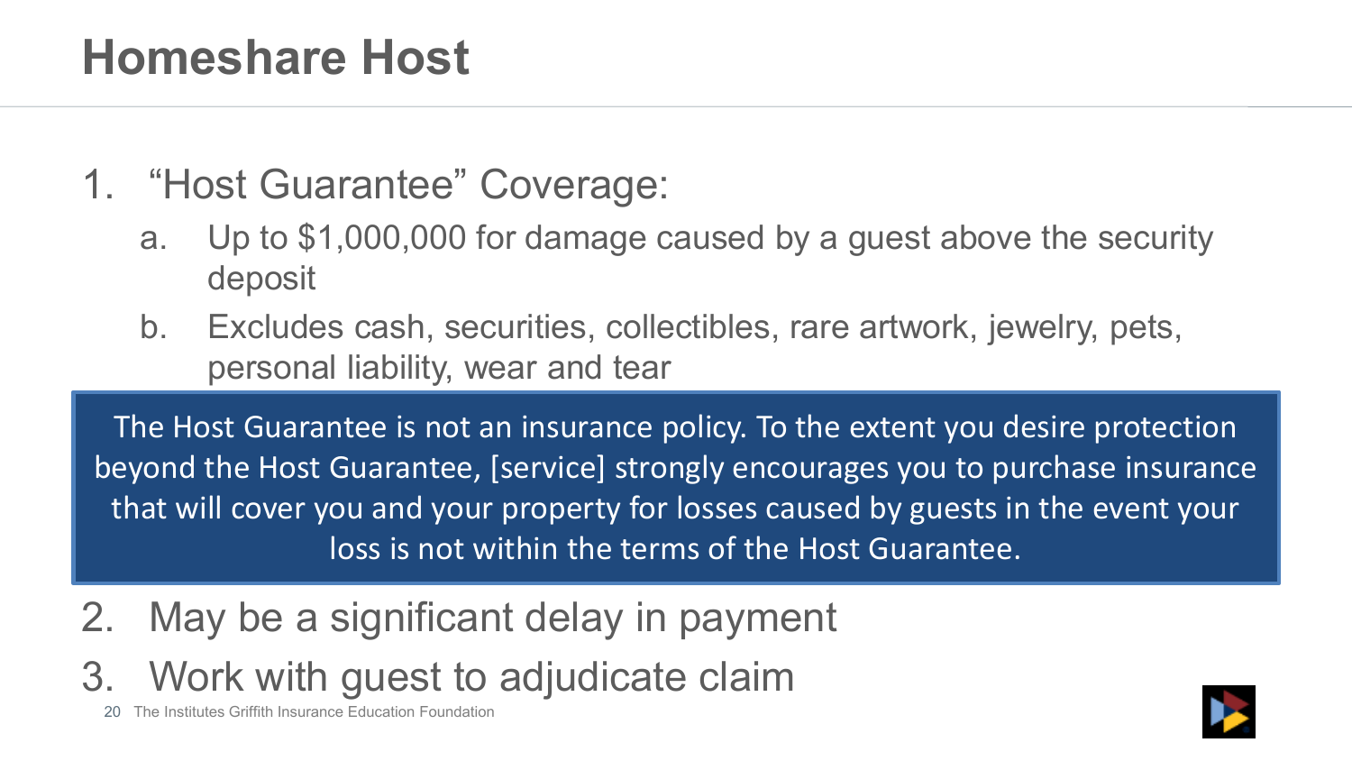# Homeshare Host

1. "Host Guarantee" Coverage:
   a. Up to $1,000,000 for damage caused by a guest above the security deposit
   b. Excludes cash, securities, collectibles, rare artwork, jewelry, pets, personal liability, wear and tear

> The Host Guarantee is not an insurance policy. To the extent you desire protection beyond the Host Guarantee, [service] strongly encourages you to purchase insurance that will cover you and your property for losses caused by guests in the event your loss is not within the terms of the Host Guarantee.

2. May be a significant delay in payment
3. Work with guest to adjudicate claim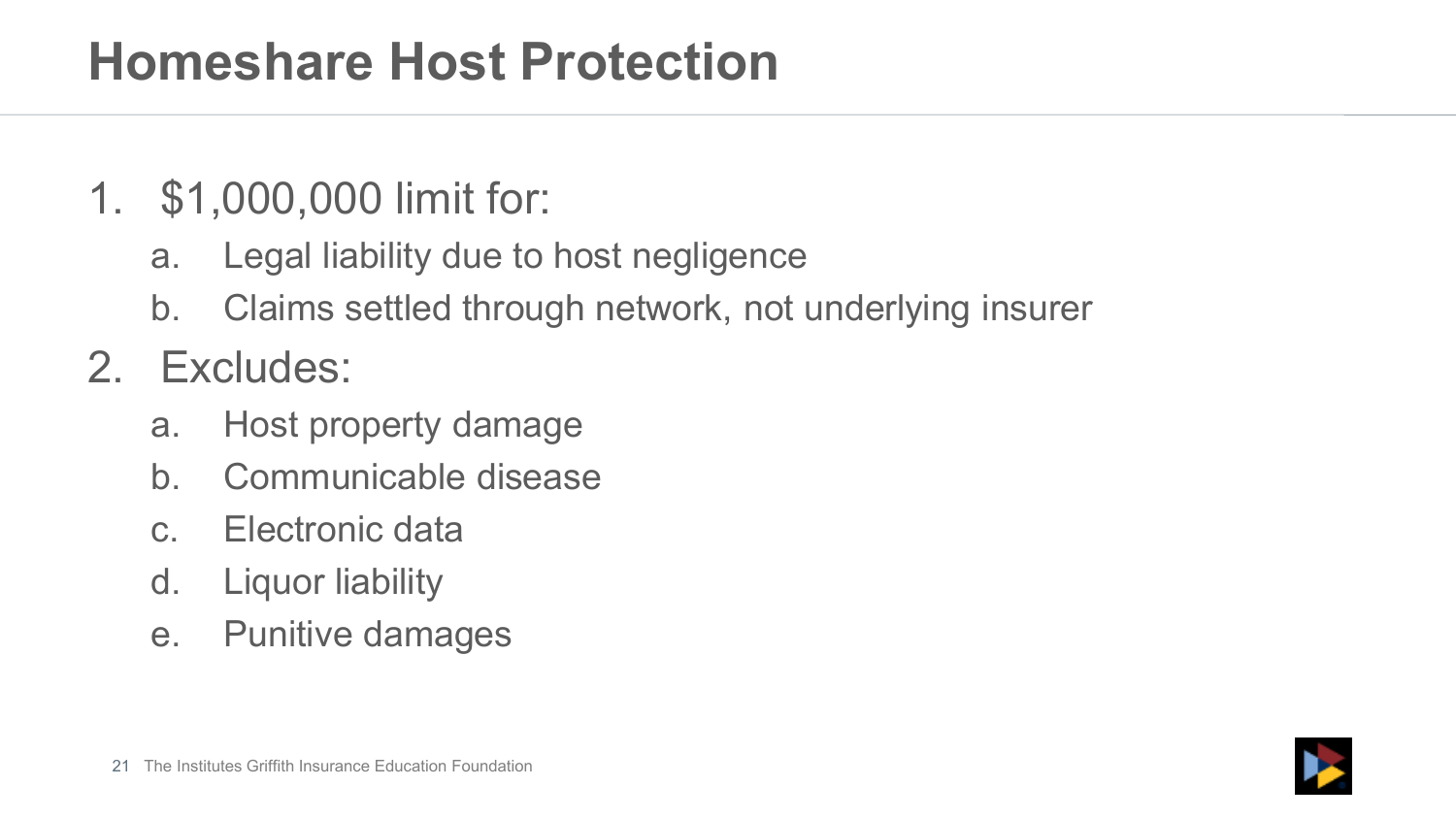# Homeshare Host Protection

1. $1,000,000 limit for:
   a. Legal liability due to host negligence
   b. Claims settled through network, not underlying insurer
2. Excludes:
   a. Host property damage
   b. Communicable disease
   c. Electronic data
   d. Liquor liability
   e. Punitive damages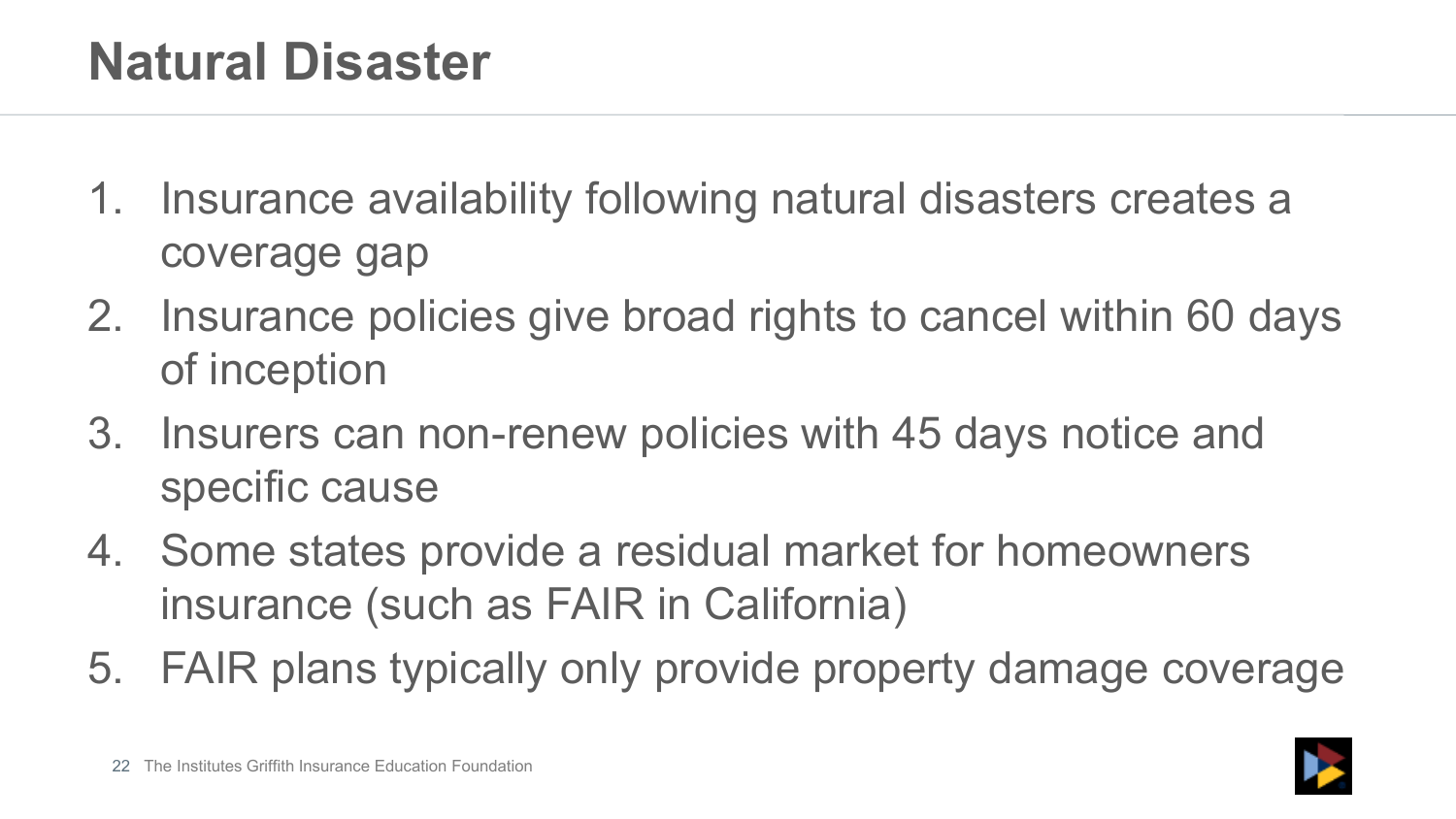# Natural Disaster

1. Insurance availability following natural disasters creates a coverage gap
2. Insurance policies give broad rights to cancel within 60 days of inception
3. Insurers can non-renew policies with 45 days notice and specific cause
4. Some states provide a residual market for homeowners insurance (such as FAIR in California)
5. FAIR plans typically only provide property damage coverage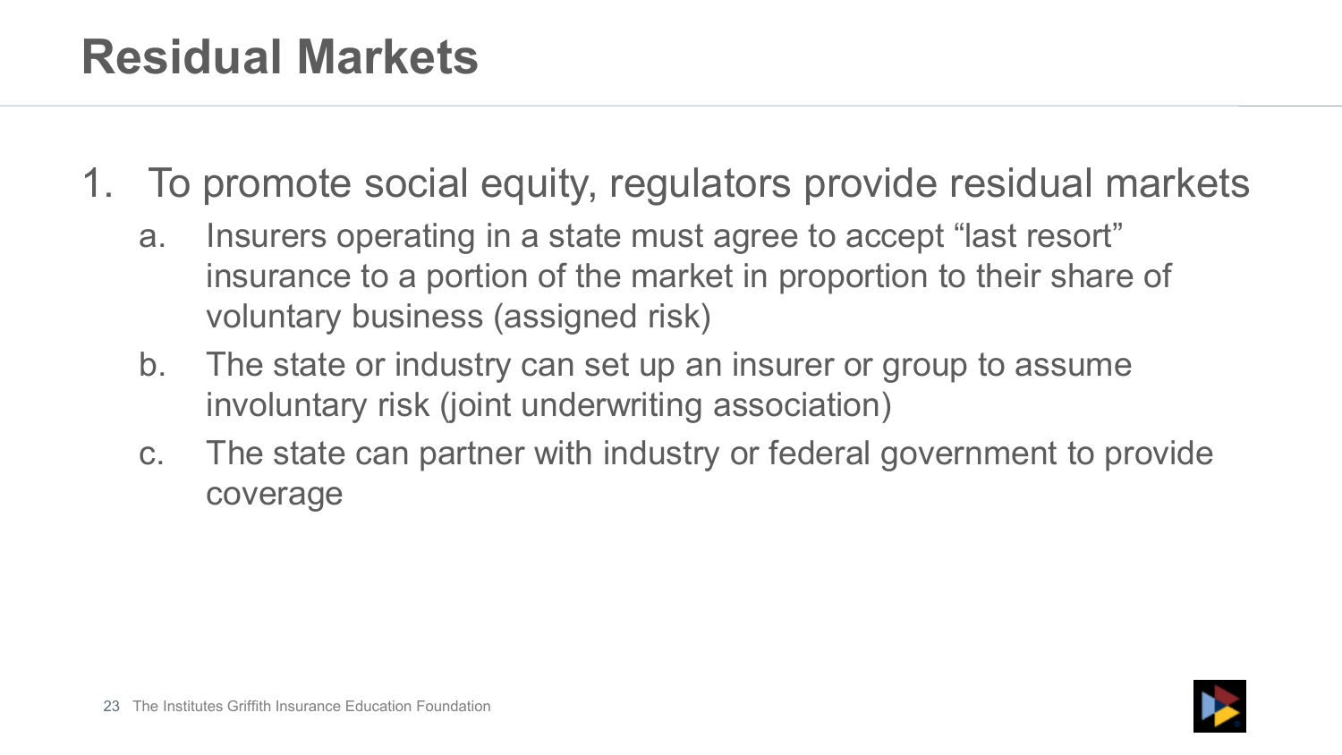# Residual Markets

1. To promote social equity, regulators provide residual markets
   a. Insurers operating in a state must agree to accept "last resort" insurance to a portion of the market in proportion to their share of voluntary business (assigned risk)
   b. The state or industry can set up an insurer or group to assume involuntary risk (joint underwriting association)
   c. The state can partner with industry or federal government to provide coverage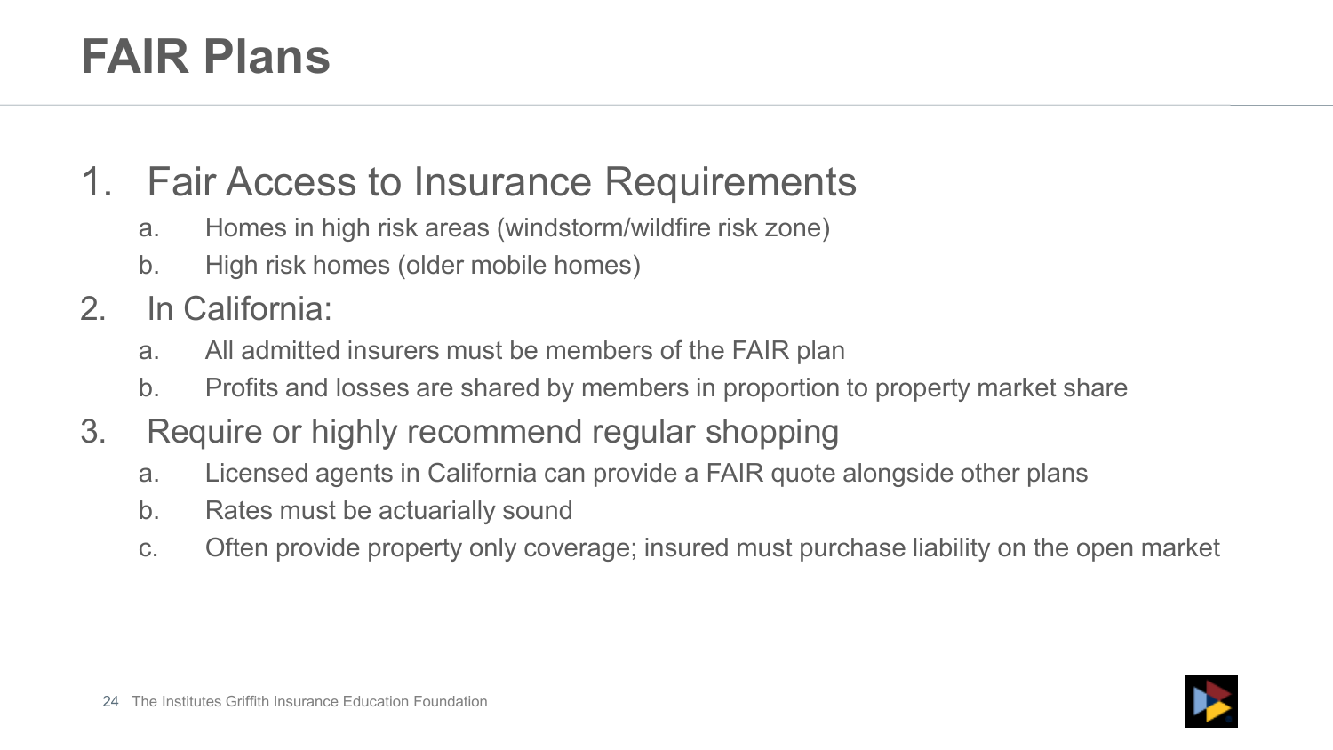# FAIR Plans

1. Fair Access to Insurance Requirements
   a. Homes in high risk areas (windstorm/wildfire risk zone)
   b. High risk homes (older mobile homes)
2. In California:
   a. All admitted insurers must be members of the FAIR plan
   b. Profits and losses are shared by members in proportion to property market share
3. Require or highly recommend regular shopping
   a. Licensed agents in California can provide a FAIR quote alongside other plans
   b. Rates must be actuarially sound
   c. Often provide property only coverage; insured must purchase liability on the open market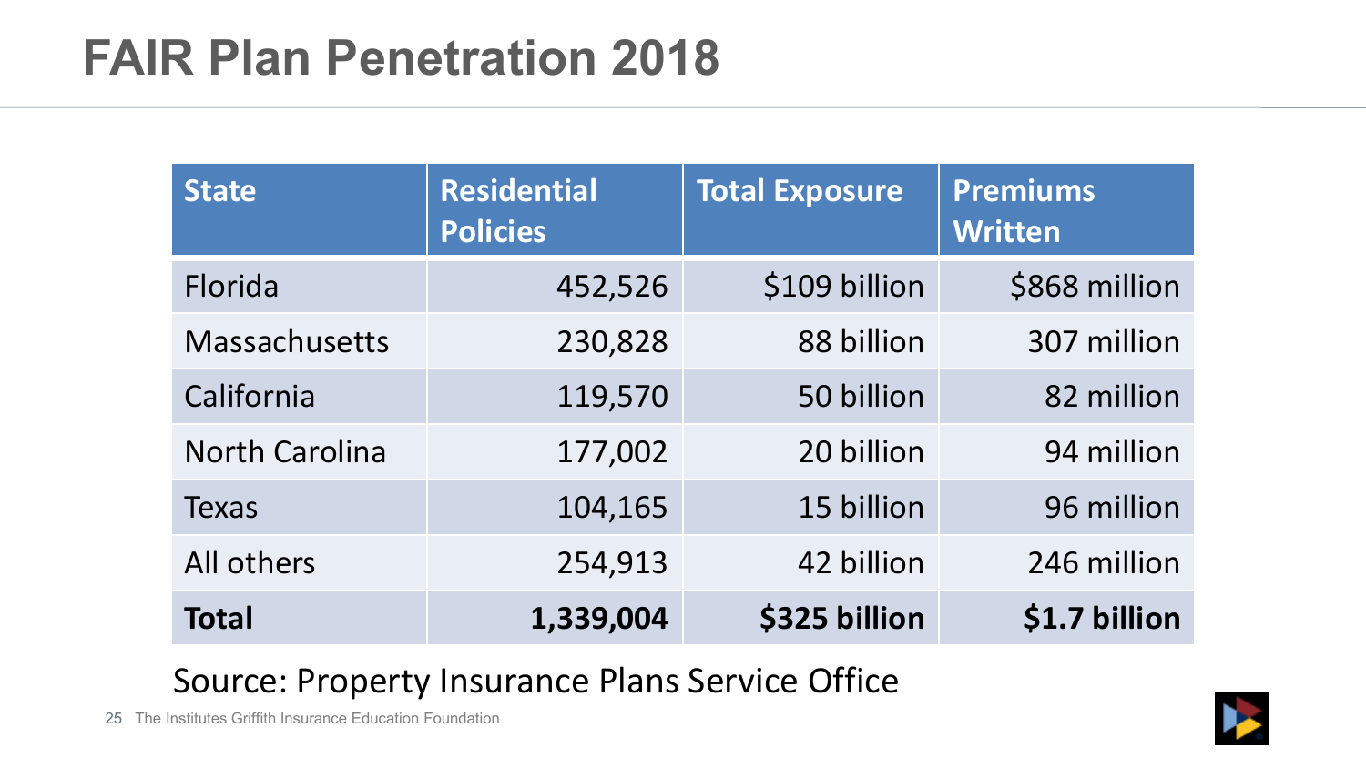# FAIR Plan Penetration 2018

| State | Residential Policies | Total Exposure | Premiums Written |
|---|---|---|---|
| Florida | 452,526 | $109 billion | $868 million |
| Massachusetts | 230,828 | 88 billion | 307 million |
| California | 119,570 | 50 billion | 82 million |
| North Carolina | 177,002 | 20 billion | 94 million |
| Texas | 104,165 | 15 billion | 96 million |
| All others | 254,913 | 42 billion | 246 million |
| **Total** | **1,339,004** | **$325 billion** | **$1.7 billion** |

Source: Property Insurance Plans Service Office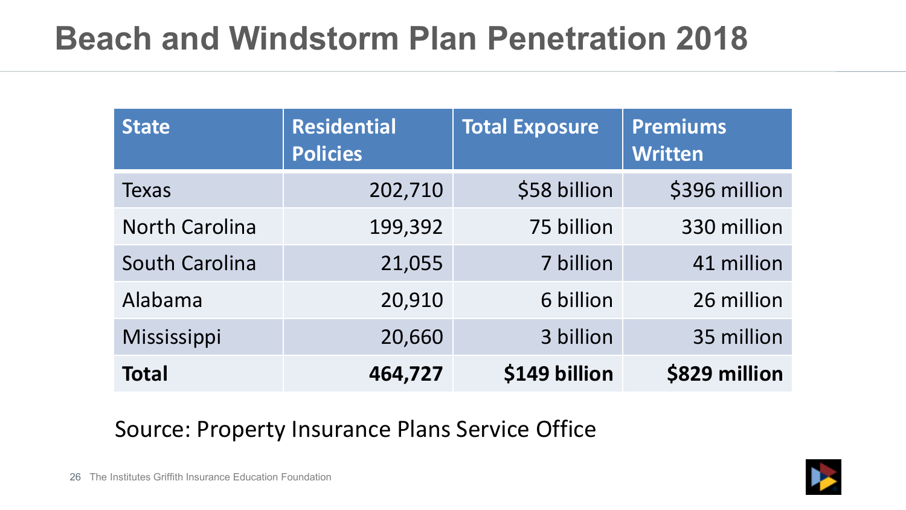# Beach and Windstorm Plan Penetration 2018

| State | Residential Policies | Total Exposure | Premiums Written |
|---|---:|---:|---:|
| Texas | 202,710 | $58 billion | $396 million |
| North Carolina | 199,392 | 75 billion | 330 million |
| South Carolina | 21,055 | 7 billion | 41 million |
| Alabama | 20,910 | 6 billion | 26 million |
| Mississippi | 20,660 | 3 billion | 35 million |
| **Total** | **464,727** | **$149 billion** | **$829 million** |

Source: Property Insurance Plans Service Office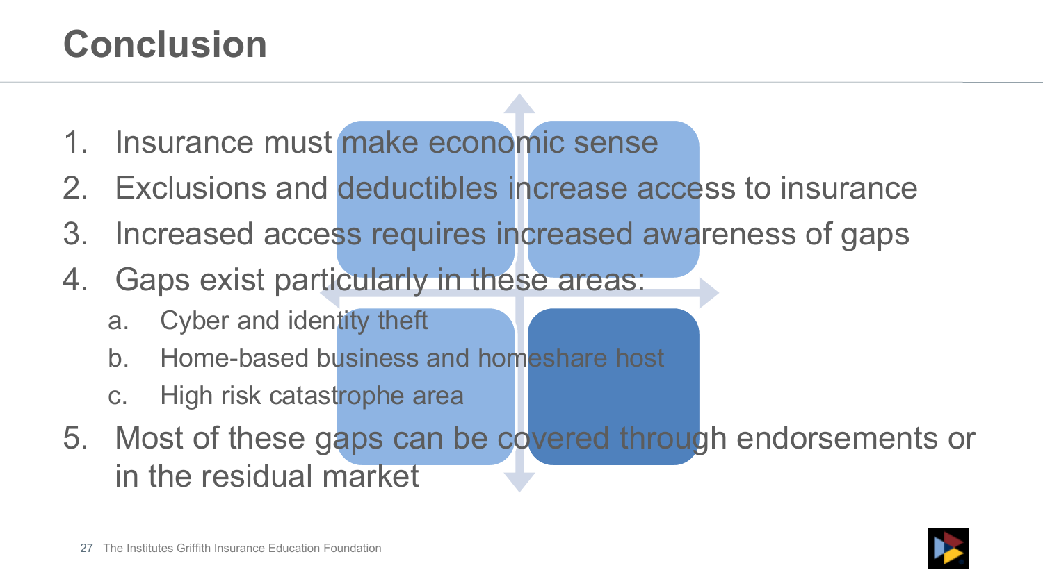# Conclusion

1. Insurance must make economic sense
2. Exclusions and deductibles increase access to insurance
3. Increased access requires increased awareness of gaps
4. Gaps exist particularly in these areas:
   a. Cyber and identity theft
   b. Home-based business and homeshare host
   c. High risk catastrophe area
5. Most of these gaps can be covered through endorsements or in the residual market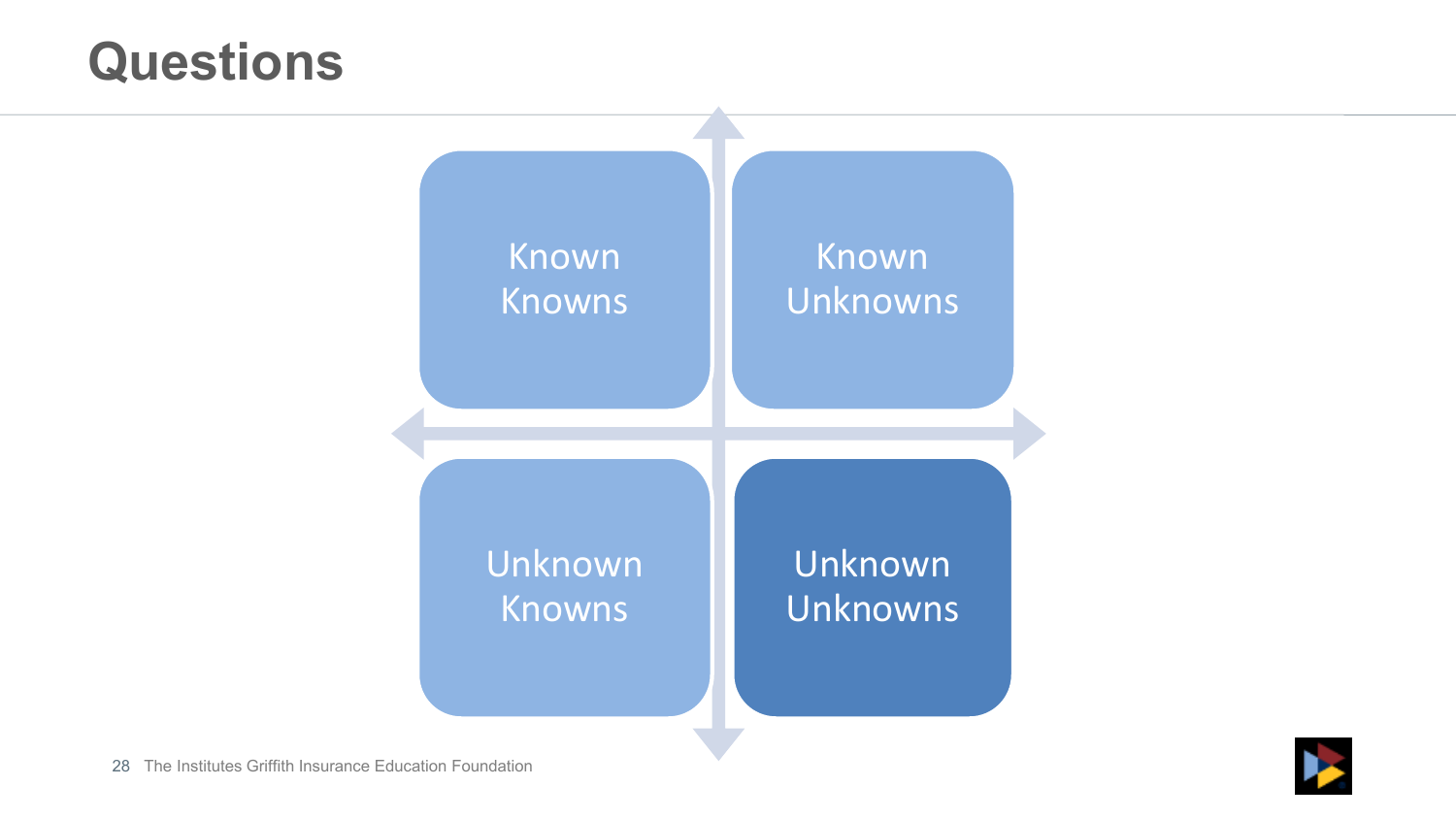# Questions

Known Knowns

Known Unknowns

Unknown Knowns

Unknown Unknowns